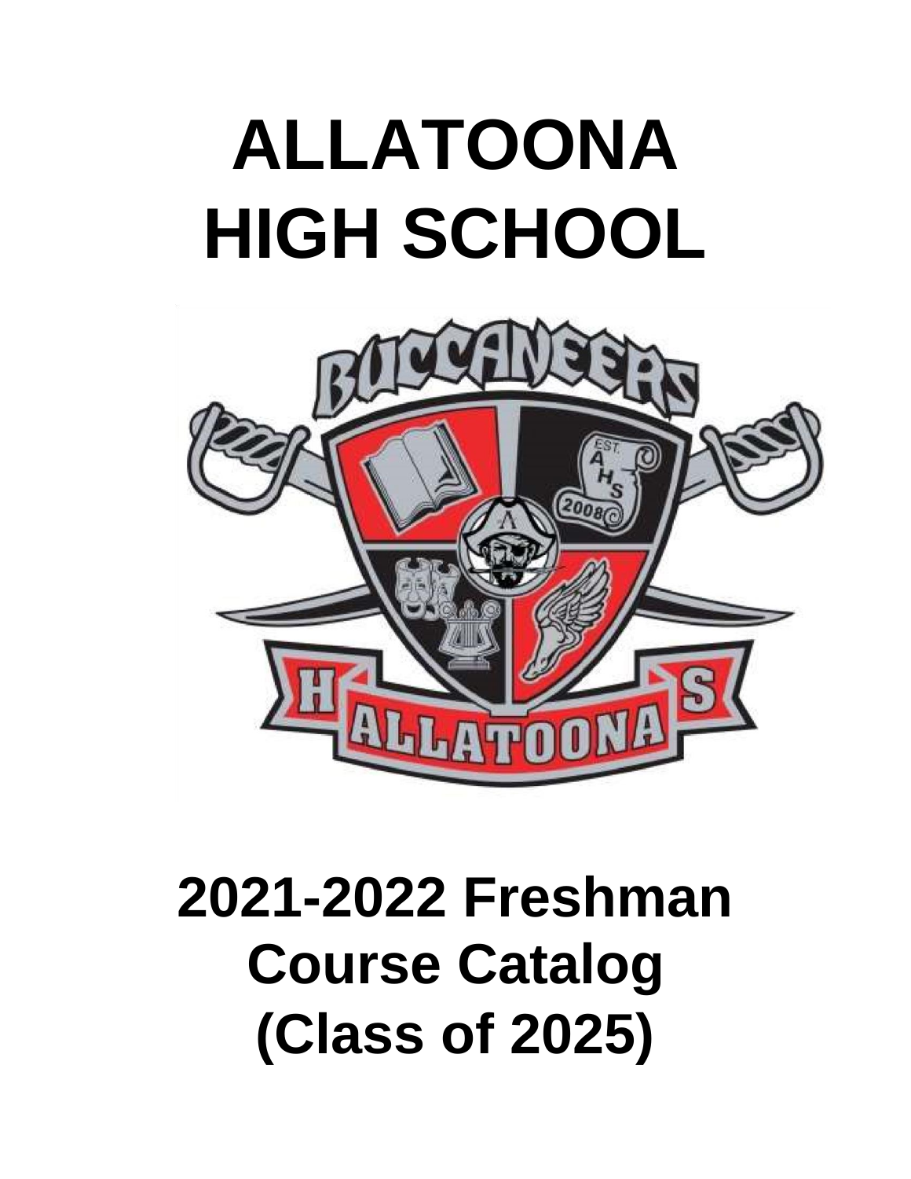# ALLATOONA HIGH SCHOOL

# 2021-2022 Freshman Course Catalog (Class of 2025)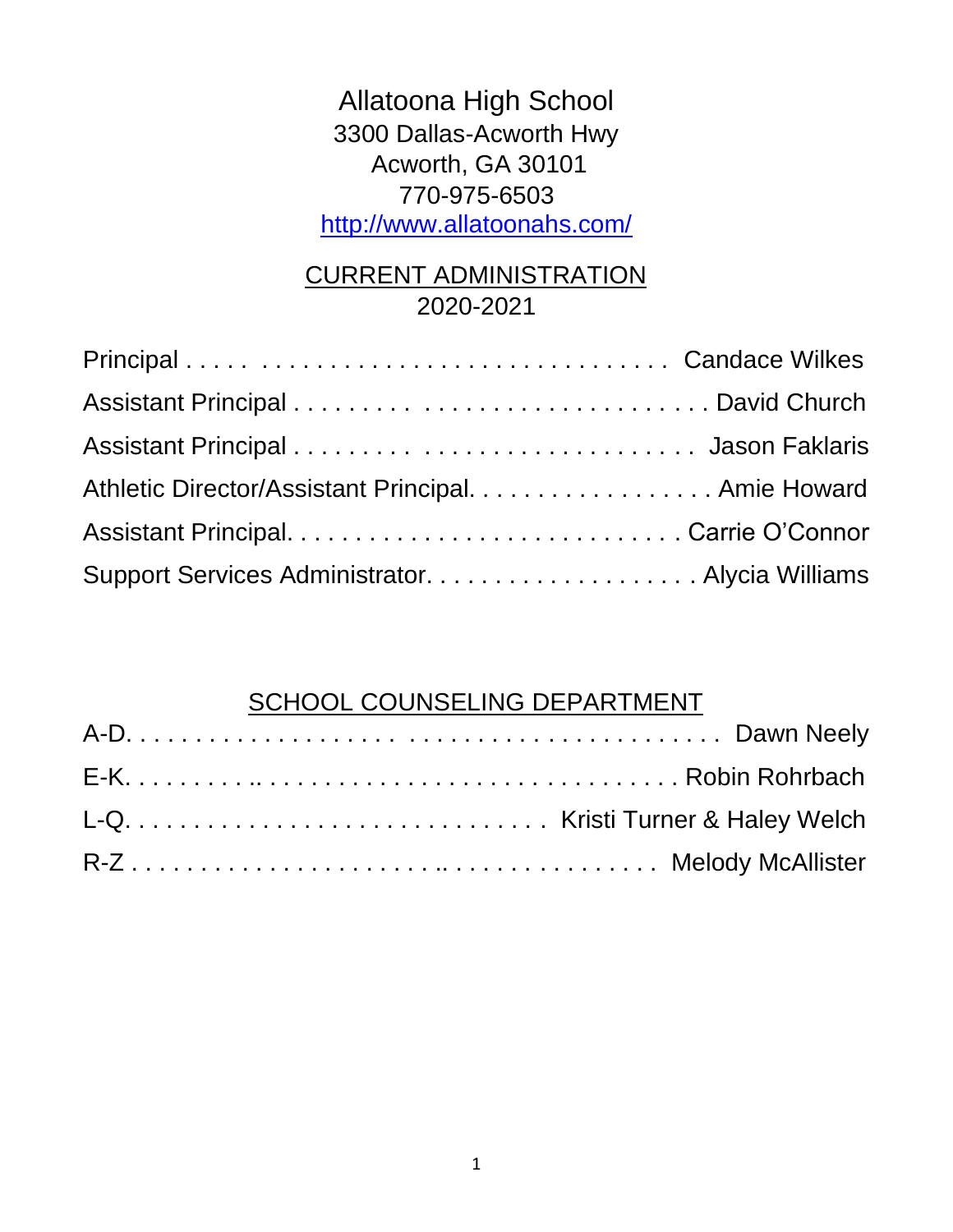# Allatoona High School

3300 Dallas-Acworth Hwy
Acworth, GA 30101
770-975-6503
http://www.allatoonahs.com/

## CURRENT ADMINISTRATION
2020-2021

Principal . . . . . . . . . . . . . . . . . . . . . . . . . . . . . . . . . . . . . Candace Wilkes
Assistant Principal . . . . . . . . . . . . . . . . . . . . . . . . . . . . . . . . David Church
Assistant Principal . . . . . . . . . . . . . . . . . . . . . . . . . . . . . . . . Jason Faklaris
Athletic Director/Assistant Principal. . . . . . . . . . . . . . . . . . . Amie Howard
Assistant Principal. . . . . . . . . . . . . . . . . . . . . . . . . . . . . . . Carrie O'Connor
Support Services Administrator. . . . . . . . . . . . . . . . . . . . Alycia Williams

## SCHOOL COUNSELING DEPARTMENT

A-D. . . . . . . . . . . . . . . . . . . . . . . . . . . . . . . . . . . . . . . . . Dawn Neely
E-K. . . . . . . . .. . . . . . . . . . . . . . . . . . . . . . . . . . . . . . . Robin Rohrbach
L-Q. . . . . . . . . . . . . . . . . . . . . . . . . . . . . . Kristi Turner & Haley Welch
R-Z . . . . . . . . . . . . . . . . . . . . .. . . . . . . . . . . . . . . . Melody McAllister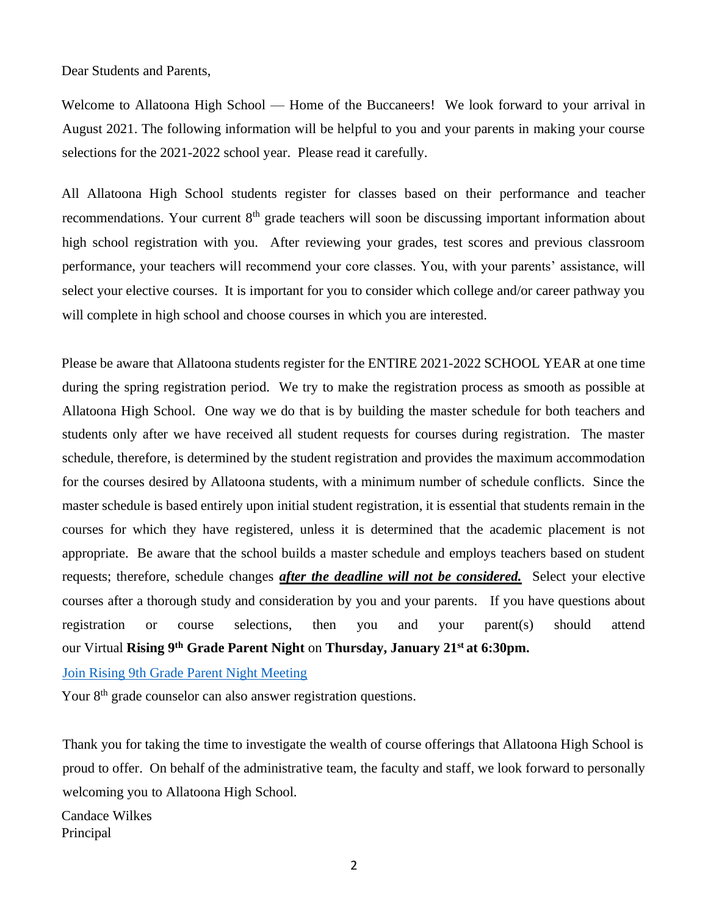Dear Students and Parents,

Welcome to Allatoona High School — Home of the Buccaneers! We look forward to your arrival in August 2021. The following information will be helpful to you and your parents in making your course selections for the 2021-2022 school year. Please read it carefully.

All Allatoona High School students register for classes based on their performance and teacher recommendations. Your current 8th grade teachers will soon be discussing important information about high school registration with you. After reviewing your grades, test scores and previous classroom performance, your teachers will recommend your core classes. You, with your parents' assistance, will select your elective courses. It is important for you to consider which college and/or career pathway you will complete in high school and choose courses in which you are interested.

Please be aware that Allatoona students register for the ENTIRE 2021-2022 SCHOOL YEAR at one time during the spring registration period. We try to make the registration process as smooth as possible at Allatoona High School. One way we do that is by building the master schedule for both teachers and students only after we have received all student requests for courses during registration. The master schedule, therefore, is determined by the student registration and provides the maximum accommodation for the courses desired by Allatoona students, with a minimum number of schedule conflicts. Since the master schedule is based entirely upon initial student registration, it is essential that students remain in the courses for which they have registered, unless it is determined that the academic placement is not appropriate. Be aware that the school builds a master schedule and employs teachers based on student requests; therefore, schedule changes ***after the deadline will not be considered.*** Select your elective courses after a thorough study and consideration by you and your parents. If you have questions about registration or course selections, then you and your parent(s) should attend our Virtual **Rising 9th Grade Parent Night** on **Thursday, January 21st at 6:30pm.**

Join Rising 9th Grade Parent Night Meeting

Your 8th grade counselor can also answer registration questions.

Thank you for taking the time to investigate the wealth of course offerings that Allatoona High School is proud to offer. On behalf of the administrative team, the faculty and staff, we look forward to personally welcoming you to Allatoona High School.

Candace Wilkes
Principal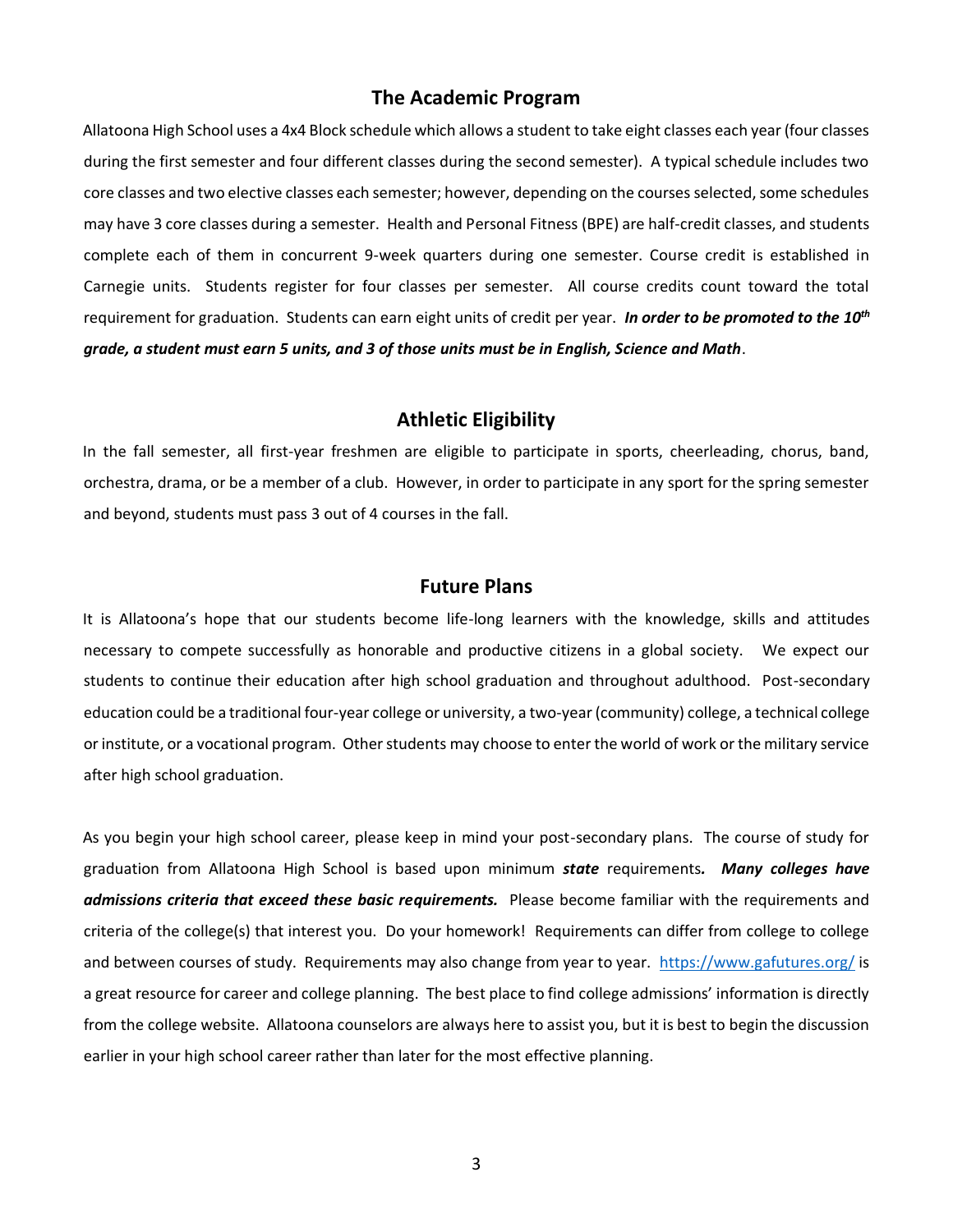## The Academic Program

Allatoona High School uses a 4x4 Block schedule which allows a student to take eight classes each year (four classes during the first semester and four different classes during the second semester). A typical schedule includes two core classes and two elective classes each semester; however, depending on the courses selected, some schedules may have 3 core classes during a semester. Health and Personal Fitness (BPE) are half-credit classes, and students complete each of them in concurrent 9-week quarters during one semester. Course credit is established in Carnegie units. Students register for four classes per semester. All course credits count toward the total requirement for graduation. Students can earn eight units of credit per year. ***In order to be promoted to the 10th grade, a student must earn 5 units, and 3 of those units must be in English, Science and Math***.

## Athletic Eligibility

In the fall semester, all first-year freshmen are eligible to participate in sports, cheerleading, chorus, band, orchestra, drama, or be a member of a club. However, in order to participate in any sport for the spring semester and beyond, students must pass 3 out of 4 courses in the fall.

## Future Plans

It is Allatoona's hope that our students become life-long learners with the knowledge, skills and attitudes necessary to compete successfully as honorable and productive citizens in a global society. We expect our students to continue their education after high school graduation and throughout adulthood. Post-secondary education could be a traditional four-year college or university, a two-year (community) college, a technical college or institute, or a vocational program. Other students may choose to enter the world of work or the military service after high school graduation.

As you begin your high school career, please keep in mind your post-secondary plans. The course of study for graduation from Allatoona High School is based upon minimum ***state*** requirements***. Many colleges have admissions criteria that exceed these basic requirements.*** Please become familiar with the requirements and criteria of the college(s) that interest you. Do your homework! Requirements can differ from college to college and between courses of study. Requirements may also change from year to year. [https://www.gafutures.org/](https://www.gafutures.org/) is a great resource for career and college planning. The best place to find college admissions' information is directly from the college website. Allatoona counselors are always here to assist you, but it is best to begin the discussion earlier in your high school career rather than later for the most effective planning.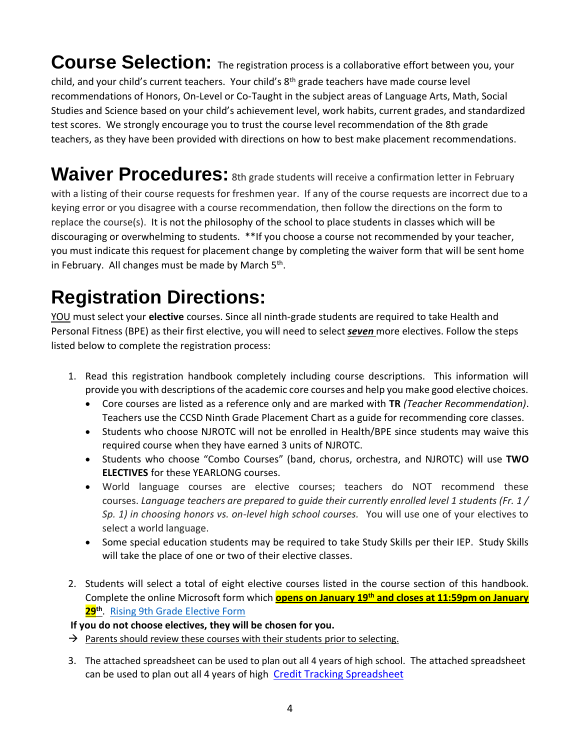# Course Selection:

The registration process is a collaborative effort between you, your child, and your child's current teachers. Your child's 8th grade teachers have made course level recommendations of Honors, On-Level or Co-Taught in the subject areas of Language Arts, Math, Social Studies and Science based on your child's achievement level, work habits, current grades, and standardized test scores. We strongly encourage you to trust the course level recommendation of the 8th grade teachers, as they have been provided with directions on how to best make placement recommendations.

# Waiver Procedures:

8th grade students will receive a confirmation letter in February with a listing of their course requests for freshmen year. If any of the course requests are incorrect due to a keying error or you disagree with a course recommendation, then follow the directions on the form to replace the course(s). It is not the philosophy of the school to place students in classes which will be discouraging or overwhelming to students. **If you choose a course not recommended by your teacher, you must indicate this request for placement change by completing the waiver form that will be sent home in February. All changes must be made by March 5th.

# Registration Directions:

YOU must select your **elective** courses. Since all ninth-grade students are required to take Health and Personal Fitness (BPE) as their first elective, you will need to select ***seven*** more electives. Follow the steps listed below to complete the registration process:

1. Read this registration handbook completely including course descriptions. This information will provide you with descriptions of the academic core courses and help you make good elective choices.
   - Core courses are listed as a reference only and are marked with **TR** *(Teacher Recommendation)*. Teachers use the CCSD Ninth Grade Placement Chart as a guide for recommending core classes.
   - Students who choose NJROTC will not be enrolled in Health/BPE since students may waive this required course when they have earned 3 units of NJROTC.
   - Students who choose "Combo Courses" (band, chorus, orchestra, and NJROTC) will use **TWO ELECTIVES** for these YEARLONG courses.
   - World language courses are elective courses; teachers do NOT recommend these courses. *Language teachers are prepared to guide their currently enrolled level 1 students (Fr. 1 / Sp. 1) in choosing honors vs. on-level high school courses.* You will use one of your electives to select a world language.
   - Some special education students may be required to take Study Skills per their IEP. Study Skills will take the place of one or two of their elective classes.

2. Students will select a total of eight elective courses listed in the course section of this handbook. Complete the online Microsoft form which **opens on January 19th and closes at 11:59pm on January 29th**. Rising 9th Grade Elective Form

**If you do not choose electives, they will be chosen for you.**

→ Parents should review these courses with their students prior to selecting.

3. The attached spreadsheet can be used to plan out all 4 years of high school. The attached spreadsheet can be used to plan out all 4 years of high Credit Tracking Spreadsheet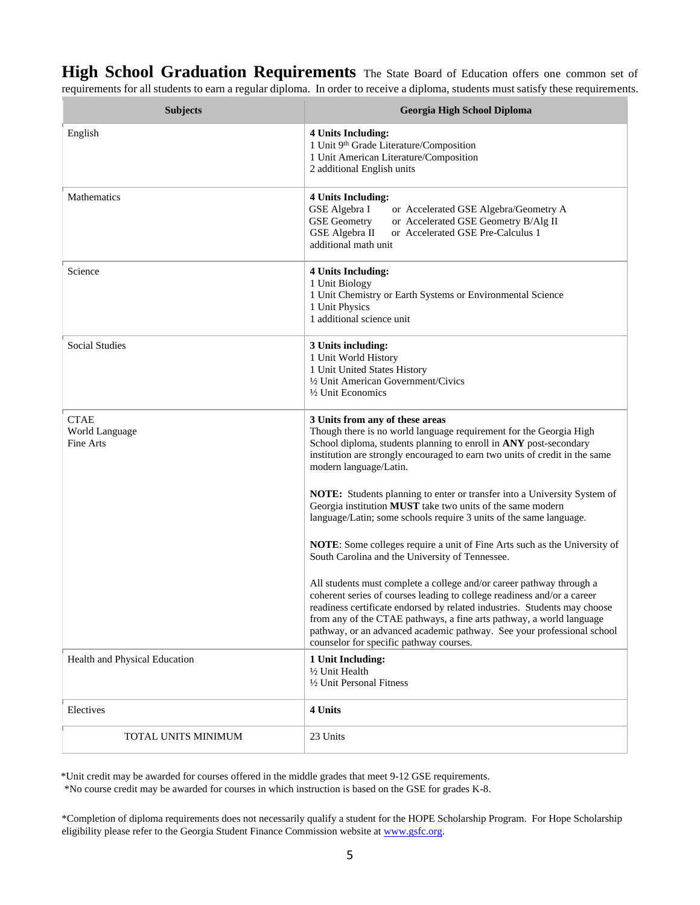## High School Graduation Requirements

The State Board of Education offers one common set of requirements for all students to earn a regular diploma. In order to receive a diploma, students must satisfy these requirements.

| Subjects | Georgia High School Diploma |
|---|---|
| English | **4 Units Including:**<br>1 Unit 9th Grade Literature/Composition<br>1 Unit American Literature/Composition<br>2 additional English units |
| Mathematics | **4 Units Including:**<br>GSE Algebra I or Accelerated GSE Algebra/Geometry A<br>GSE Geometry or Accelerated GSE Geometry B/Alg II<br>GSE Algebra II or Accelerated GSE Pre-Calculus 1<br>additional math unit |
| Science | **4 Units Including:**<br>1 Unit Biology<br>1 Unit Chemistry or Earth Systems or Environmental Science<br>1 Unit Physics<br>1 additional science unit |
| Social Studies | **3 Units including:**<br>1 Unit World History<br>1 Unit United States History<br>½ Unit American Government/Civics<br>½ Unit Economics |
| CTAE<br>World Language<br>Fine Arts | **3 Units from any of these areas**<br>Though there is no world language requirement for the Georgia High School diploma, students planning to enroll in **ANY** post-secondary institution are strongly encouraged to earn two units of credit in the same modern language/Latin.<br><br>**NOTE:** Students planning to enter or transfer into a University System of Georgia institution **MUST** take two units of the same modern language/Latin; some schools require 3 units of the same language.<br><br>**NOTE**: Some colleges require a unit of Fine Arts such as the University of South Carolina and the University of Tennessee.<br><br>All students must complete a college and/or career pathway through a coherent series of courses leading to college readiness and/or a career readiness certificate endorsed by related industries. Students may choose from any of the CTAE pathways, a fine arts pathway, a world language pathway, or an advanced academic pathway. See your professional school counselor for specific pathway courses. |
| Health and Physical Education | **1 Unit Including:**<br>½ Unit Health<br>½ Unit Personal Fitness |
| Electives | **4 Units** |
| TOTAL UNITS MINIMUM | 23 Units |

*Unit credit may be awarded for courses offered in the middle grades that meet 9-12 GSE requirements.
*No course credit may be awarded for courses in which instruction is based on the GSE for grades K-8.

*Completion of diploma requirements does not necessarily qualify a student for the HOPE Scholarship Program. For Hope Scholarship eligibility please refer to the Georgia Student Finance Commission website at www.gsfc.org.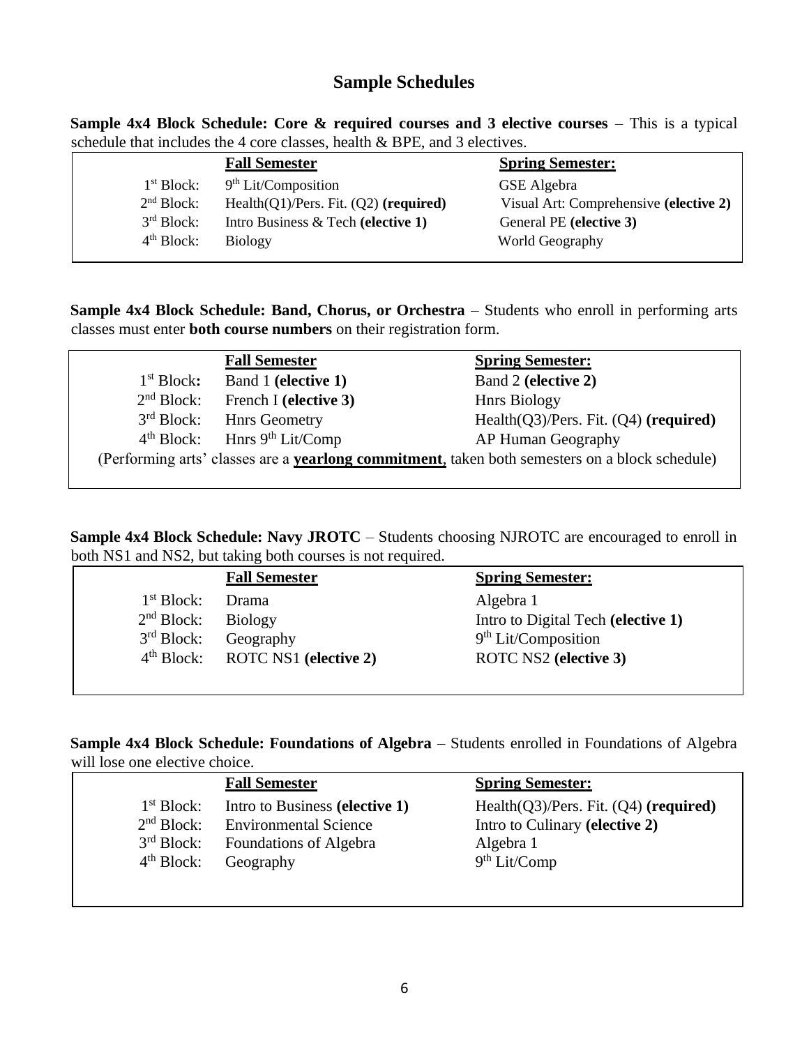## Sample Schedules

**Sample 4x4 Block Schedule: Core & required courses and 3 elective courses** – This is a typical schedule that includes the 4 core classes, health & BPE, and 3 electives.

| | Fall Semester | Spring Semester: |
|---|---|---|
| 1st Block: | 9th Lit/Composition | GSE Algebra |
| 2nd Block: | Health(Q1)/Pers. Fit. (Q2) **(required)** | Visual Art: Comprehensive **(elective 2)** |
| 3rd Block: | Intro Business & Tech **(elective 1)** | General PE **(elective 3)** |
| 4th Block: | Biology | World Geography |

**Sample 4x4 Block Schedule: Band, Chorus, or Orchestra** – Students who enroll in performing arts classes must enter **both course numbers** on their registration form.

| | Fall Semester | Spring Semester: |
|---|---|---|
| 1st Block: | Band 1 **(elective 1)** | Band 2 **(elective 2)** |
| 2nd Block: | French I **(elective 3)** | Hnrs Biology |
| 3rd Block: | Hnrs Geometry | Health(Q3)/Pers. Fit. (Q4) **(required)** |
| 4th Block: | Hnrs 9th Lit/Comp | AP Human Geography |

(Performing arts' classes are a **yearlong commitment**, taken both semesters on a block schedule)

**Sample 4x4 Block Schedule: Navy JROTC** – Students choosing NJROTC are encouraged to enroll in both NS1 and NS2, but taking both courses is not required.

| | Fall Semester | Spring Semester: |
|---|---|---|
| 1st Block: | Drama | Algebra 1 |
| 2nd Block: | Biology | Intro to Digital Tech **(elective 1)** |
| 3rd Block: | Geography | 9th Lit/Composition |
| 4th Block: | ROTC NS1 **(elective 2)** | ROTC NS2 **(elective 3)** |

**Sample 4x4 Block Schedule: Foundations of Algebra** – Students enrolled in Foundations of Algebra will lose one elective choice.

| | Fall Semester | Spring Semester: |
|---|---|---|
| 1st Block: | Intro to Business **(elective 1)** | Health(Q3)/Pers. Fit. (Q4) **(required)** |
| 2nd Block: | Environmental Science | Intro to Culinary **(elective 2)** |
| 3rd Block: | Foundations of Algebra | Algebra 1 |
| 4th Block: | Geography | 9th Lit/Comp |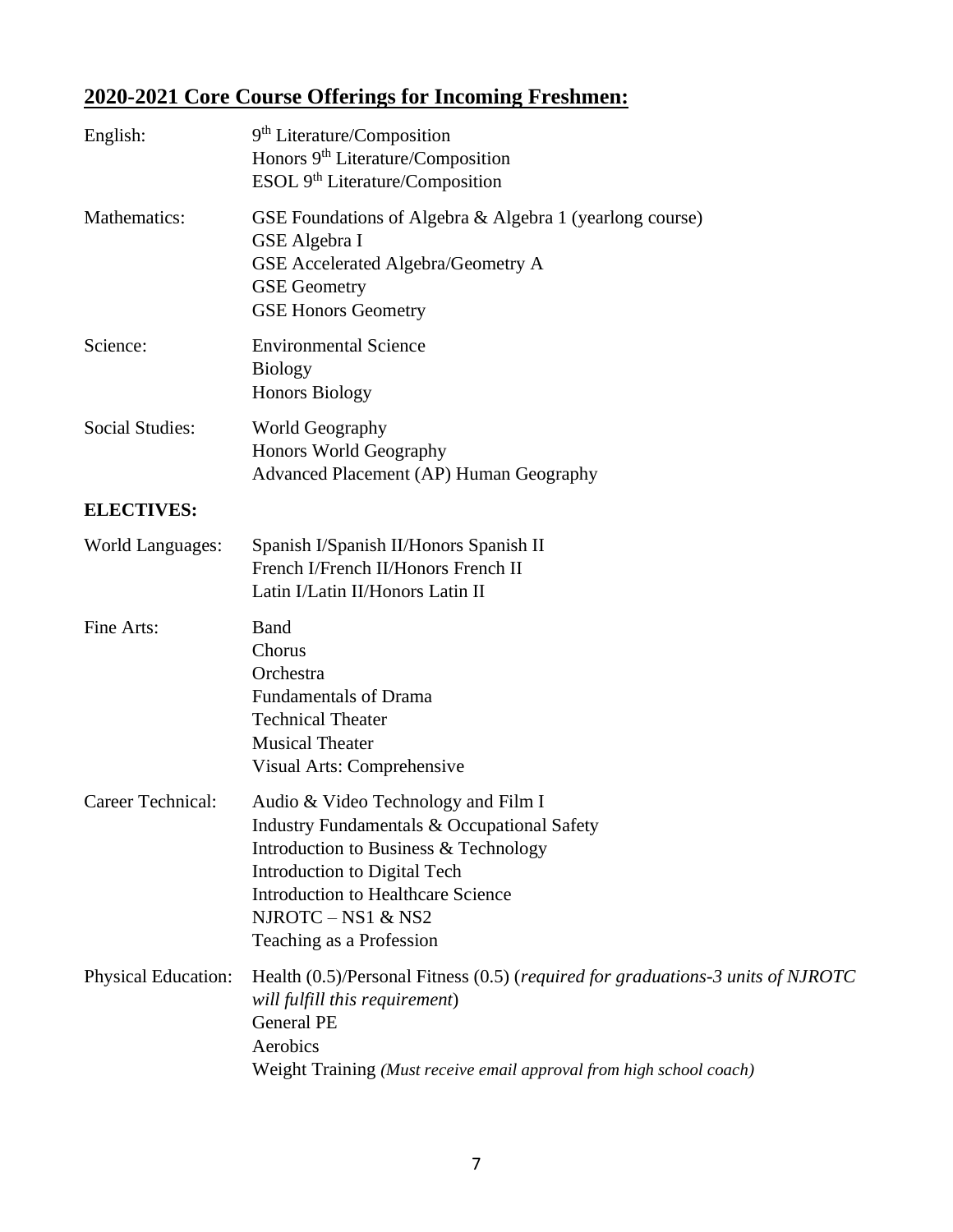## 2020-2021 Core Course Offerings for Incoming Freshmen:

| | |
|---|---|
| English: | 9th Literature/Composition<br>Honors 9th Literature/Composition<br>ESOL 9th Literature/Composition |
| Mathematics: | GSE Foundations of Algebra & Algebra 1 (yearlong course)<br>GSE Algebra I<br>GSE Accelerated Algebra/Geometry A<br>GSE Geometry<br>GSE Honors Geometry |
| Science: | Environmental Science<br>Biology<br>Honors Biology |
| Social Studies: | World Geography<br>Honors World Geography<br>Advanced Placement (AP) Human Geography |

**ELECTIVES:**

| | |
|---|---|
| World Languages: | Spanish I/Spanish II/Honors Spanish II<br>French I/French II/Honors French II<br>Latin I/Latin II/Honors Latin II |
| Fine Arts: | Band<br>Chorus<br>Orchestra<br>Fundamentals of Drama<br>Technical Theater<br>Musical Theater<br>Visual Arts: Comprehensive |
| Career Technical: | Audio & Video Technology and Film I<br>Industry Fundamentals & Occupational Safety<br>Introduction to Business & Technology<br>Introduction to Digital Tech<br>Introduction to Healthcare Science<br>NJROTC – NS1 & NS2<br>Teaching as a Profession |
| Physical Education: | Health (0.5)/Personal Fitness (0.5) (*required for graduations-3 units of NJROTC will fulfill this requirement*)<br>General PE<br>Aerobics<br>Weight Training *(Must receive email approval from high school coach)* |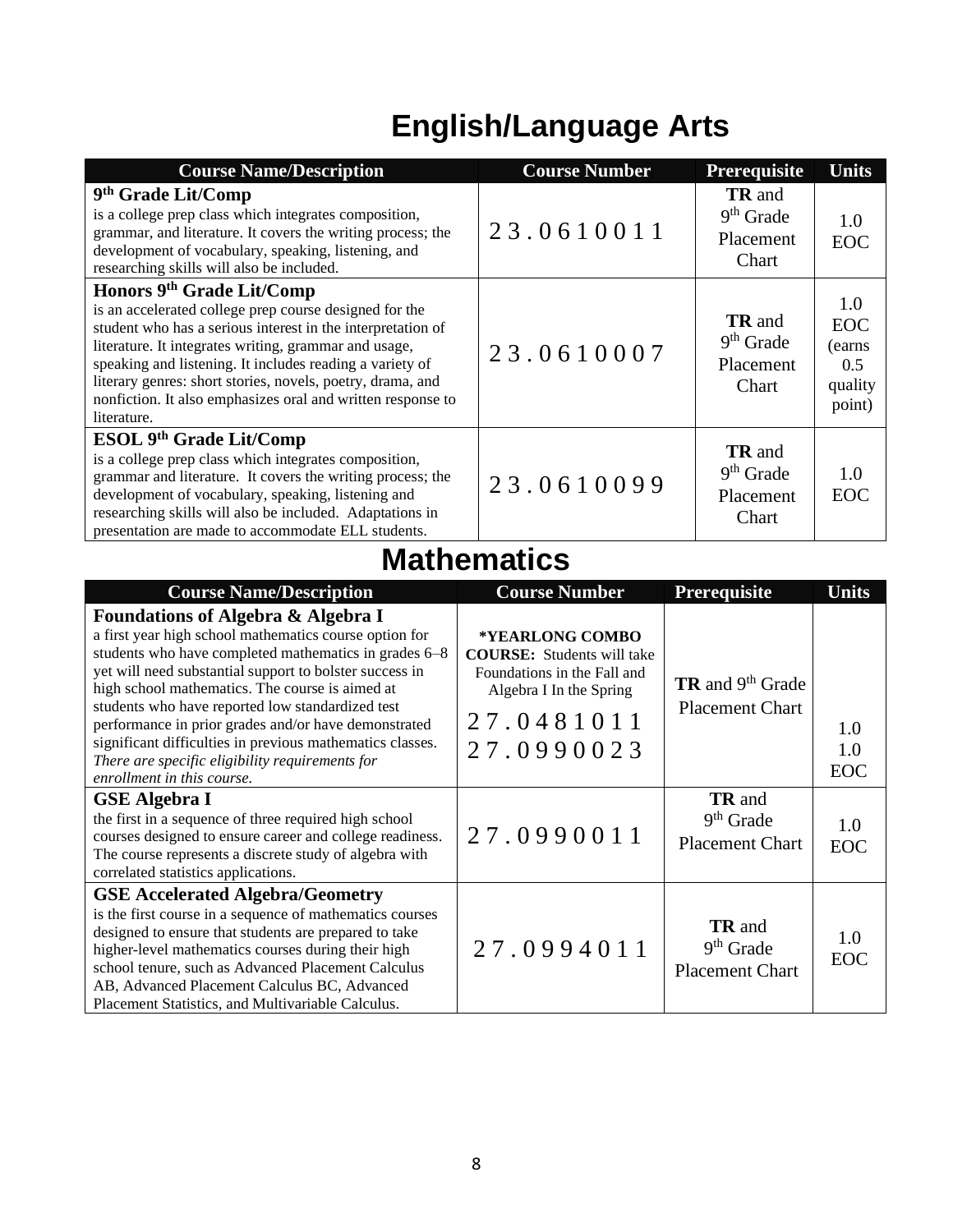# English/Language Arts

| Course Name/Description | Course Number | Prerequisite | Units |
|---|---|---|---|
| **9th Grade Lit/Comp** is a college prep class which integrates composition, grammar, and literature. It covers the writing process; the development of vocabulary, speaking, listening, and researching skills will also be included. | 23.0610011 | **TR** and 9th Grade Placement Chart | 1.0 EOC |
| **Honors 9th Grade Lit/Comp** is an accelerated college prep course designed for the student who has a serious interest in the interpretation of literature. It integrates writing, grammar and usage, speaking and listening. It includes reading a variety of literary genres: short stories, novels, poetry, drama, and nonfiction. It also emphasizes oral and written response to literature. | 23.0610007 | **TR** and 9th Grade Placement Chart | 1.0 EOC (earns 0.5 quality point) |
| **ESOL 9th Grade Lit/Comp** is a college prep class which integrates composition, grammar and literature. It covers the writing process; the development of vocabulary, speaking, listening and researching skills will also be included. Adaptations in presentation are made to accommodate ELL students. | 23.0610099 | **TR** and 9th Grade Placement Chart | 1.0 EOC |

# Mathematics

| Course Name/Description | Course Number | Prerequisite | Units |
|---|---|---|---|
| **Foundations of Algebra & Algebra I** a first year high school mathematics course option for students who have completed mathematics in grades 6–8 yet will need substantial support to bolster success in high school mathematics. The course is aimed at students who have reported low standardized test performance in prior grades and/or have demonstrated significant difficulties in previous mathematics classes. *There are specific eligibility requirements for enrollment in this course.* | ***YEARLONG COMBO COURSE:** Students will take Foundations in the Fall and Algebra I In the Spring 27.0481011 27.0990023 | **TR** and 9th Grade Placement Chart | 1.0 1.0 EOC |
| **GSE Algebra I** the first in a sequence of three required high school courses designed to ensure career and college readiness. The course represents a discrete study of algebra with correlated statistics applications. | 27.0990011 | **TR** and 9th Grade Placement Chart | 1.0 EOC |
| **GSE Accelerated Algebra/Geometry** is the first course in a sequence of mathematics courses designed to ensure that students are prepared to take higher-level mathematics courses during their high school tenure, such as Advanced Placement Calculus AB, Advanced Placement Calculus BC, Advanced Placement Statistics, and Multivariable Calculus. | 27.0994011 | **TR** and 9th Grade Placement Chart | 1.0 EOC |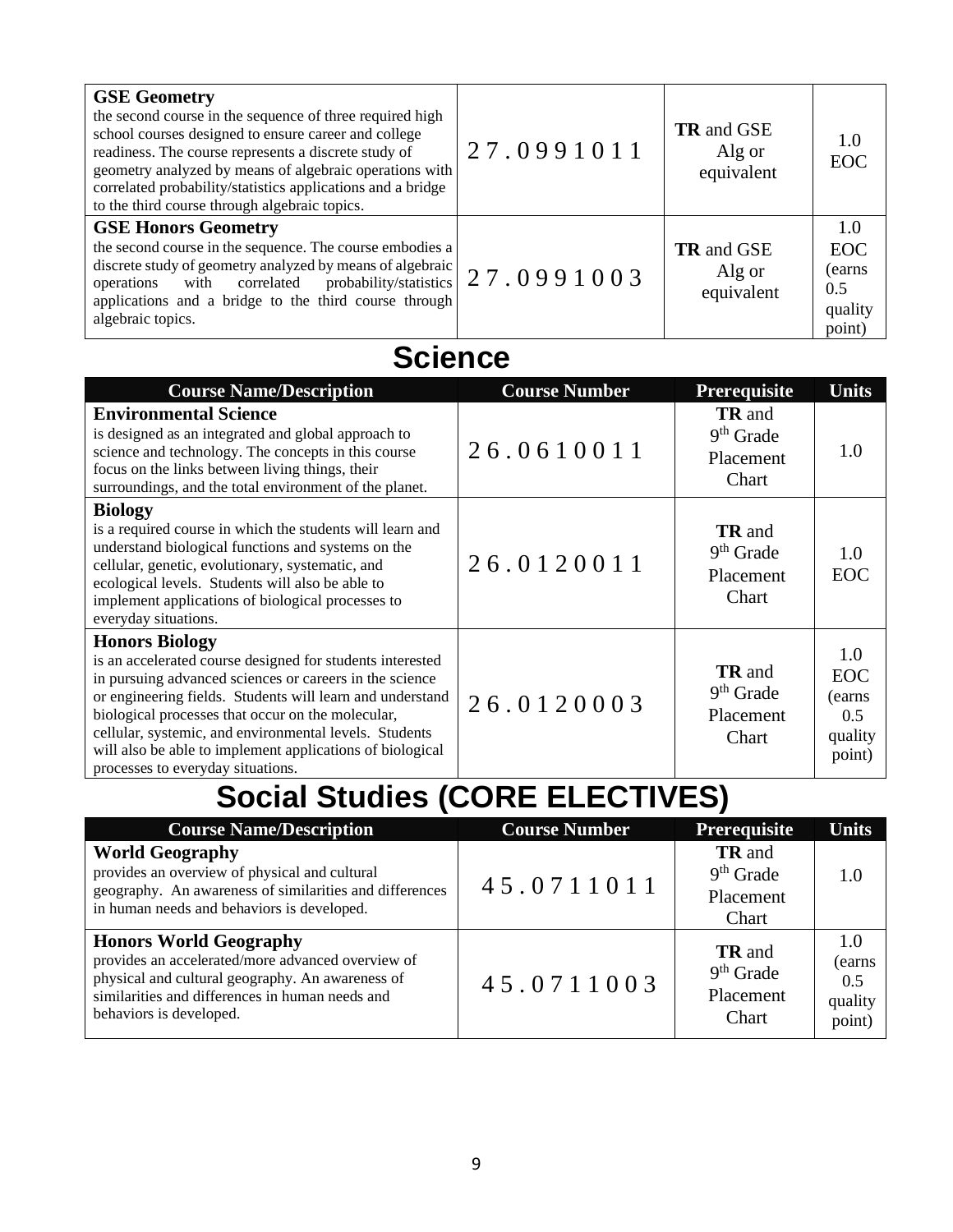| Course Name/Description | Course Number | Prerequisite | Units |
|---|---|---|---|
| **GSE Geometry** the second course in the sequence of three required high school courses designed to ensure career and college readiness. The course represents a discrete study of geometry analyzed by means of algebraic operations with correlated probability/statistics applications and a bridge to the third course through algebraic topics. | 27.0991011 | **TR** and GSE Alg or equivalent | 1.0 EOC |
| **GSE Honors Geometry** the second course in the sequence. The course embodies a discrete study of geometry analyzed by means of algebraic operations with correlated probability/statistics applications and a bridge to the third course through algebraic topics. | 27.0991003 | **TR** and GSE Alg or equivalent | 1.0 EOC (earns 0.5 quality point) |

# Science

| Course Name/Description | Course Number | Prerequisite | Units |
|---|---|---|---|
| **Environmental Science** is designed as an integrated and global approach to science and technology. The concepts in this course focus on the links between living things, their surroundings, and the total environment of the planet. | 26.0610011 | **TR** and 9th Grade Placement Chart | 1.0 |
| **Biology** is a required course in which the students will learn and understand biological functions and systems on the cellular, genetic, evolutionary, systematic, and ecological levels. Students will also be able to implement applications of biological processes to everyday situations. | 26.0120011 | **TR** and 9th Grade Placement Chart | 1.0 EOC |
| **Honors Biology** is an accelerated course designed for students interested in pursuing advanced sciences or careers in the science or engineering fields. Students will learn and understand biological processes that occur on the molecular, cellular, systemic, and environmental levels. Students will also be able to implement applications of biological processes to everyday situations. | 26.0120003 | **TR** and 9th Grade Placement Chart | 1.0 EOC (earns 0.5 quality point) |

# Social Studies (CORE ELECTIVES)

| Course Name/Description | Course Number | Prerequisite | Units |
|---|---|---|---|
| **World Geography** provides an overview of physical and cultural geography. An awareness of similarities and differences in human needs and behaviors is developed. | 45.0711011 | **TR** and 9th Grade Placement Chart | 1.0 |
| **Honors World Geography** provides an accelerated/more advanced overview of physical and cultural geography. An awareness of similarities and differences in human needs and behaviors is developed. | 45.0711003 | **TR** and 9th Grade Placement Chart | 1.0 (earns 0.5 quality point) |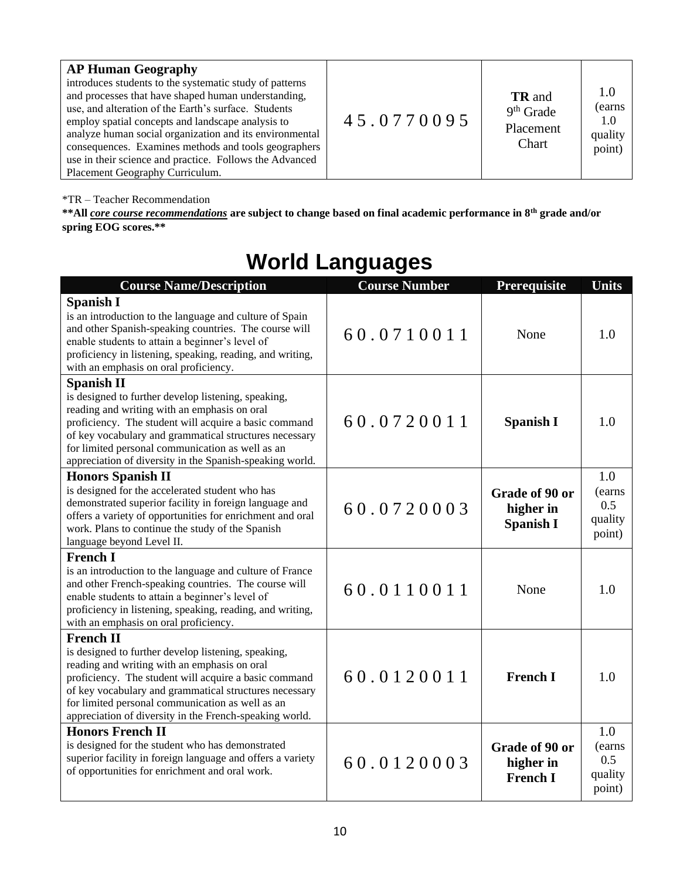| | | | |
|---|---|---|---|
| **AP Human Geography** introduces students to the systematic study of patterns and processes that have shaped human understanding, use, and alteration of the Earth's surface. Students employ spatial concepts and landscape analysis to analyze human social organization and its environmental consequences. Examines methods and tools geographers use in their science and practice. Follows the Advanced Placement Geography Curriculum. | 45.0770095 | **TR** and 9th Grade Placement Chart | 1.0 (earns 1.0 quality point) |

*TR – Teacher Recommendation

**\*\*All *<u>core course recommendations</u>* are subject to change based on final academic performance in 8th grade and/or spring EOG scores.\*\***

# World Languages

| Course Name/Description | Course Number | Prerequisite | Units |
|---|---|---|---|
| **Spanish I** is an introduction to the language and culture of Spain and other Spanish-speaking countries. The course will enable students to attain a beginner's level of proficiency in listening, speaking, reading, and writing, with an emphasis on oral proficiency. | 60.0710011 | None | 1.0 |
| **Spanish II** is designed to further develop listening, speaking, reading and writing with an emphasis on oral proficiency. The student will acquire a basic command of key vocabulary and grammatical structures necessary for limited personal communication as well as an appreciation of diversity in the Spanish-speaking world. | 60.0720011 | **Spanish I** | 1.0 |
| **Honors Spanish II** is designed for the accelerated student who has demonstrated superior facility in foreign language and offers a variety of opportunities for enrichment and oral work. Plans to continue the study of the Spanish language beyond Level II. | 60.0720003 | **Grade of 90 or higher in Spanish I** | 1.0 (earns 0.5 quality point) |
| **French I** is an introduction to the language and culture of France and other French-speaking countries. The course will enable students to attain a beginner's level of proficiency in listening, speaking, reading, and writing, with an emphasis on oral proficiency. | 60.0110011 | None | 1.0 |
| **French II** is designed to further develop listening, speaking, reading and writing with an emphasis on oral proficiency. The student will acquire a basic command of key vocabulary and grammatical structures necessary for limited personal communication as well as an appreciation of diversity in the French-speaking world. | 60.0120011 | **French I** | 1.0 |
| **Honors French II** is designed for the student who has demonstrated superior facility in foreign language and offers a variety of opportunities for enrichment and oral work. | 60.0120003 | **Grade of 90 or higher in French I** | 1.0 (earns 0.5 quality point) |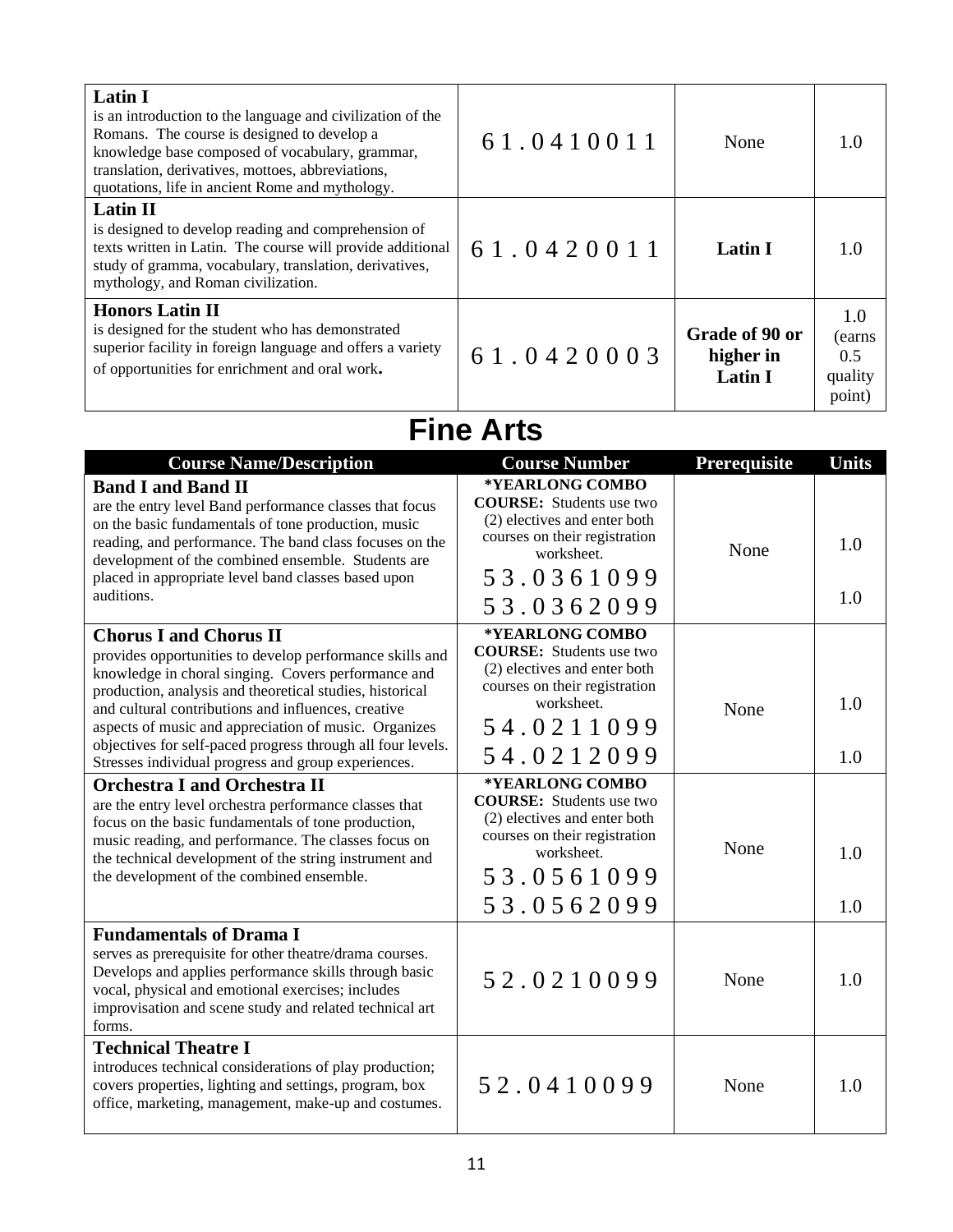| | | | |
|---|---|---|---|
| **Latin I** is an introduction to the language and civilization of the Romans. The course is designed to develop a knowledge base composed of vocabulary, grammar, translation, derivatives, mottoes, abbreviations, quotations, life in ancient Rome and mythology. | 61.0410011 | None | 1.0 |
| **Latin II** is designed to develop reading and comprehension of texts written in Latin. The course will provide additional study of gramma, vocabulary, translation, derivatives, mythology, and Roman civilization. | 61.0420011 | **Latin I** | 1.0 |
| **Honors Latin II** is designed for the student who has demonstrated superior facility in foreign language and offers a variety of opportunities for enrichment and oral work**.** | 61.0420003 | **Grade of 90 or higher in Latin I** | 1.0 (earns 0.5 quality point) |

# Fine Arts

| Course Name/Description | Course Number | Prerequisite | Units |
|---|---|---|---|
| **Band I and Band II** are the entry level Band performance classes that focus on the basic fundamentals of tone production, music reading, and performance. The band class focuses on the development of the combined ensemble. Students are placed in appropriate level band classes based upon auditions. | **\*YEARLONG COMBO COURSE:** Students use two (2) electives and enter both courses on their registration worksheet. 53.0361099 53.0362099 | None | 1.0 1.0 |
| **Chorus I and Chorus II** provides opportunities to develop performance skills and knowledge in choral singing. Covers performance and production, analysis and theoretical studies, historical and cultural contributions and influences, creative aspects of music and appreciation of music. Organizes objectives for self-paced progress through all four levels. Stresses individual progress and group experiences. | **\*YEARLONG COMBO COURSE:** Students use two (2) electives and enter both courses on their registration worksheet. 54.0211099 54.0212099 | None | 1.0 1.0 |
| **Orchestra I and Orchestra II** are the entry level orchestra performance classes that focus on the basic fundamentals of tone production, music reading, and performance. The classes focus on the technical development of the string instrument and the development of the combined ensemble. | **\*YEARLONG COMBO COURSE:** Students use two (2) electives and enter both courses on their registration worksheet. 53.0561099 53.0562099 | None | 1.0 1.0 |
| **Fundamentals of Drama I** serves as prerequisite for other theatre/drama courses. Develops and applies performance skills through basic vocal, physical and emotional exercises; includes improvisation and scene study and related technical art forms. | 52.0210099 | None | 1.0 |
| **Technical Theatre I** introduces technical considerations of play production; covers properties, lighting and settings, program, box office, marketing, management, make-up and costumes. | 52.0410099 | None | 1.0 |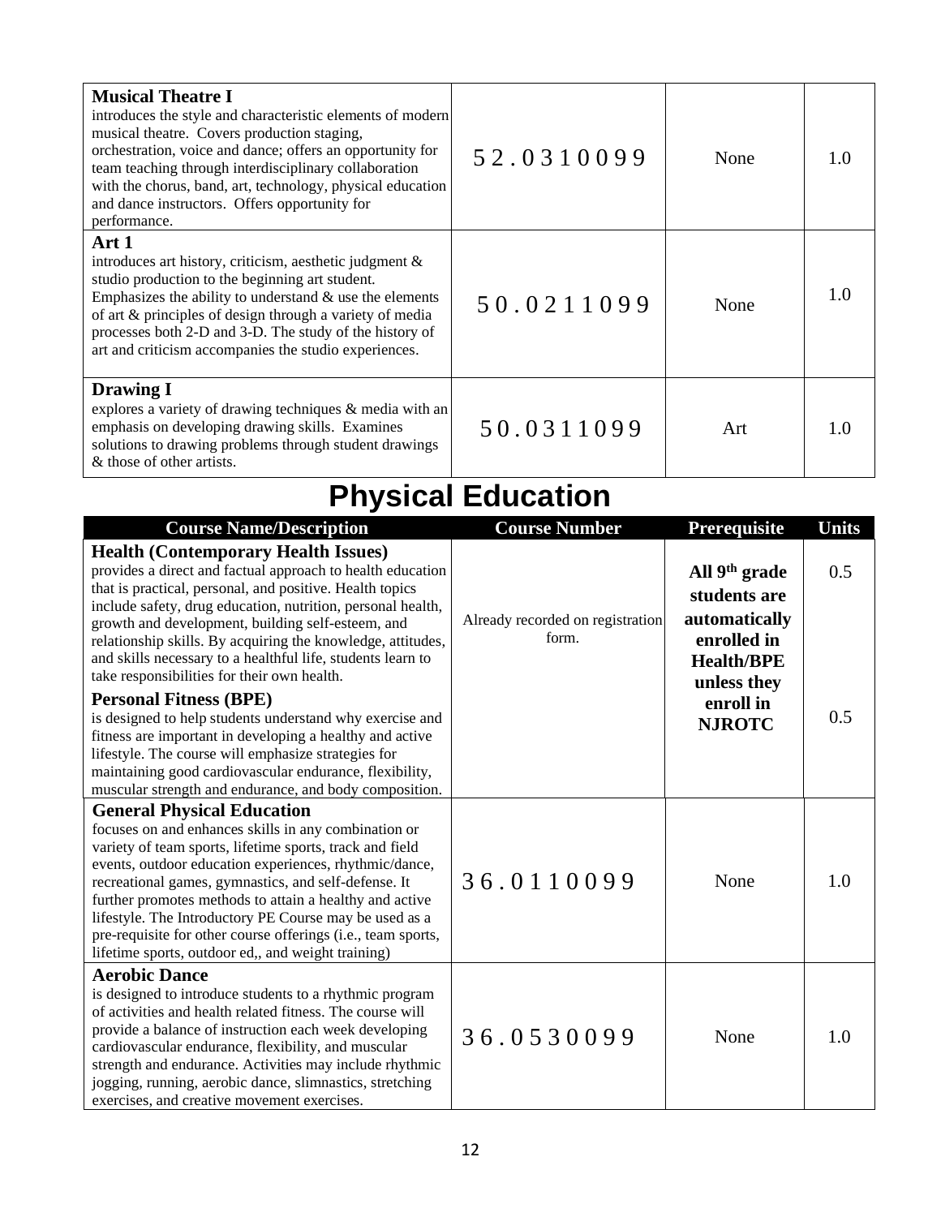| | | | |
|---|---|---|---|
| **Musical Theatre I**<br>introduces the style and characteristic elements of modern musical theatre. Covers production staging, orchestration, voice and dance; offers an opportunity for team teaching through interdisciplinary collaboration with the chorus, band, art, technology, physical education and dance instructors. Offers opportunity for performance. | 52.0310099 | None | 1.0 |
| **Art 1**<br>introduces art history, criticism, aesthetic judgment & studio production to the beginning art student. Emphasizes the ability to understand & use the elements of art & principles of design through a variety of media processes both 2-D and 3-D. The study of the history of art and criticism accompanies the studio experiences. | 50.0211099 | None | 1.0 |
| **Drawing I**<br>explores a variety of drawing techniques & media with an emphasis on developing drawing skills. Examines solutions to drawing problems through student drawings & those of other artists. | 50.0311099 | Art | 1.0 |

# Physical Education

| Course Name/Description | Course Number | Prerequisite | Units |
|---|---|---|---|
| **Health (Contemporary Health Issues)**<br>provides a direct and factual approach to health education that is practical, personal, and positive. Health topics include safety, drug education, nutrition, personal health, growth and development, building self-esteem, and relationship skills. By acquiring the knowledge, attitudes, and skills necessary to a healthful life, students learn to take responsibilities for their own health.<br>**Personal Fitness (BPE)**<br>is designed to help students understand why exercise and fitness are important in developing a healthy and active lifestyle. The course will emphasize strategies for maintaining good cardiovascular endurance, flexibility, muscular strength and endurance, and body composition. | Already recorded on registration form. | **All 9th grade students are automatically enrolled in Health/BPE unless they enroll in NJROTC** | 0.5<br><br>0.5 |
| **General Physical Education**<br>focuses on and enhances skills in any combination or variety of team sports, lifetime sports, track and field events, outdoor education experiences, rhythmic/dance, recreational games, gymnastics, and self-defense. It further promotes methods to attain a healthy and active lifestyle. The Introductory PE Course may be used as a pre-requisite for other course offerings (i.e., team sports, lifetime sports, outdoor ed,, and weight training) | 36.0110099 | None | 1.0 |
| **Aerobic Dance**<br>is designed to introduce students to a rhythmic program of activities and health related fitness. The course will provide a balance of instruction each week developing cardiovascular endurance, flexibility, and muscular strength and endurance. Activities may include rhythmic jogging, running, aerobic dance, slimnastics, stretching exercises, and creative movement exercises. | 36.0530099 | None | 1.0 |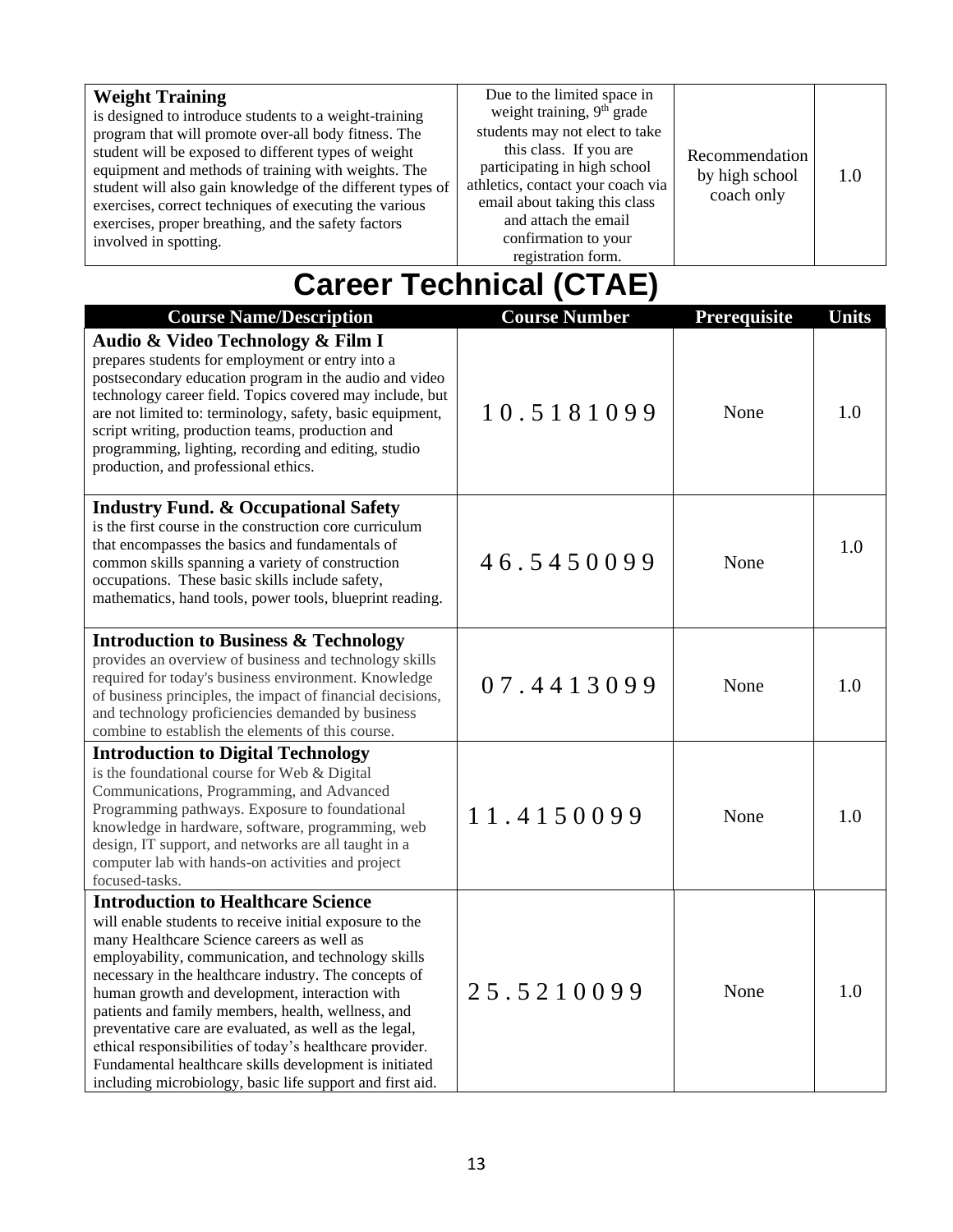| | | | |
|---|---|---|---|
| **Weight Training** is designed to introduce students to a weight-training program that will promote over-all body fitness. The student will be exposed to different types of weight equipment and methods of training with weights. The student will also gain knowledge of the different types of exercises, correct techniques of executing the various exercises, proper breathing, and the safety factors involved in spotting. | Due to the limited space in weight training, 9th grade students may not elect to take this class. If you are participating in high school athletics, contact your coach via email about taking this class and attach the email confirmation to your registration form. | Recommendation by high school coach only | 1.0 |

# Career Technical (CTAE)

| Course Name/Description | Course Number | Prerequisite | Units |
|---|---|---|---|
| **Audio & Video Technology & Film I** prepares students for employment or entry into a postsecondary education program in the audio and video technology career field. Topics covered may include, but are not limited to: terminology, safety, basic equipment, script writing, production teams, production and programming, lighting, recording and editing, studio production, and professional ethics. | 10.5181099 | None | 1.0 |
| **Industry Fund. & Occupational Safety** is the first course in the construction core curriculum that encompasses the basics and fundamentals of common skills spanning a variety of construction occupations. These basic skills include safety, mathematics, hand tools, power tools, blueprint reading. | 46.5450099 | None | 1.0 |
| **Introduction to Business & Technology** provides an overview of business and technology skills required for today's business environment. Knowledge of business principles, the impact of financial decisions, and technology proficiencies demanded by business combine to establish the elements of this course. | 07.4413099 | None | 1.0 |
| **Introduction to Digital Technology** is the foundational course for Web & Digital Communications, Programming, and Advanced Programming pathways. Exposure to foundational knowledge in hardware, software, programming, web design, IT support, and networks are all taught in a computer lab with hands-on activities and project focused-tasks. | 11.4150099 | None | 1.0 |
| **Introduction to Healthcare Science** will enable students to receive initial exposure to the many Healthcare Science careers as well as employability, communication, and technology skills necessary in the healthcare industry. The concepts of human growth and development, interaction with patients and family members, health, wellness, and preventative care are evaluated, as well as the legal, ethical responsibilities of today's healthcare provider. Fundamental healthcare skills development is initiated including microbiology, basic life support and first aid. | 25.5210099 | None | 1.0 |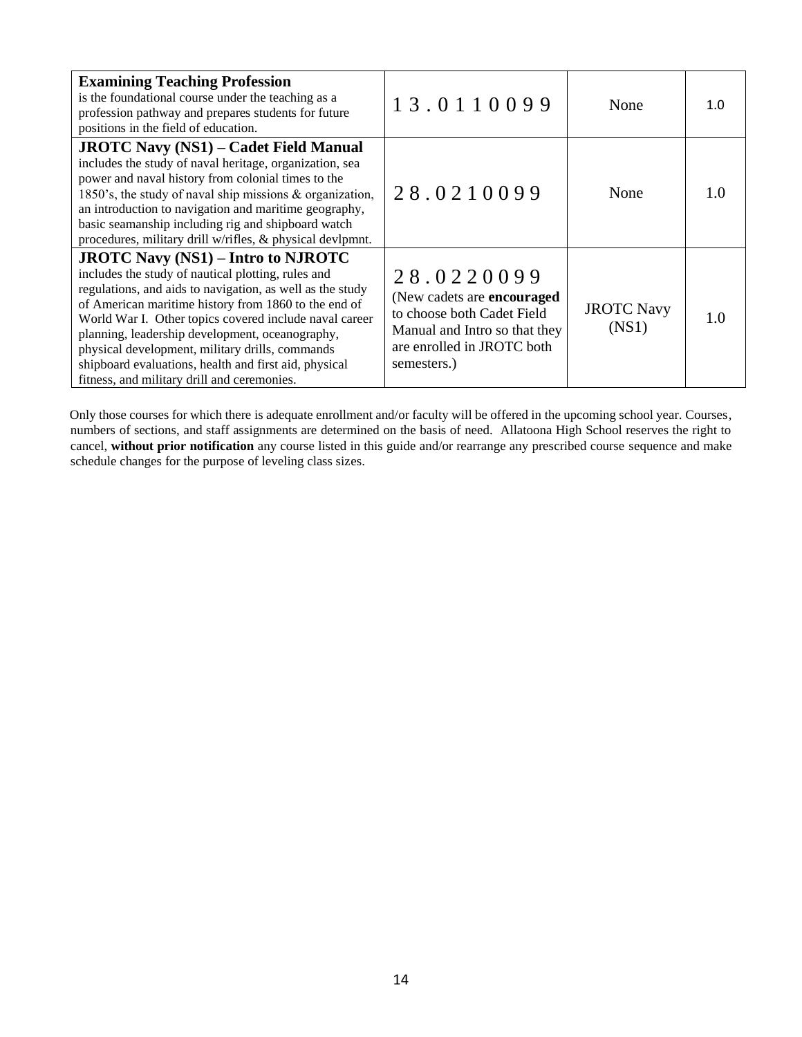| | | | |
|---|---|---|---|
| **Examining Teaching Profession** is the foundational course under the teaching as a profession pathway and prepares students for future positions in the field of education. | 13.0110099 | None | 1.0 |
| **JROTC Navy (NS1) – Cadet Field Manual** includes the study of naval heritage, organization, sea power and naval history from colonial times to the 1850's, the study of naval ship missions & organization, an introduction to navigation and maritime geography, basic seamanship including rig and shipboard watch procedures, military drill w/rifles, & physical devlpmnt. | 28.0210099 | None | 1.0 |
| **JROTC Navy (NS1) – Intro to NJROTC** includes the study of nautical plotting, rules and regulations, and aids to navigation, as well as the study of American maritime history from 1860 to the end of World War I. Other topics covered include naval career planning, leadership development, oceanography, physical development, military drills, commands shipboard evaluations, health and first aid, physical fitness, and military drill and ceremonies. | 28.0220099 (New cadets are **encouraged** to choose both Cadet Field Manual and Intro so that they are enrolled in JROTC both semesters.) | JROTC Navy (NS1) | 1.0 |

Only those courses for which there is adequate enrollment and/or faculty will be offered in the upcoming school year. Courses, numbers of sections, and staff assignments are determined on the basis of need. Allatoona High School reserves the right to cancel, **without prior notification** any course listed in this guide and/or rearrange any prescribed course sequence and make schedule changes for the purpose of leveling class sizes.